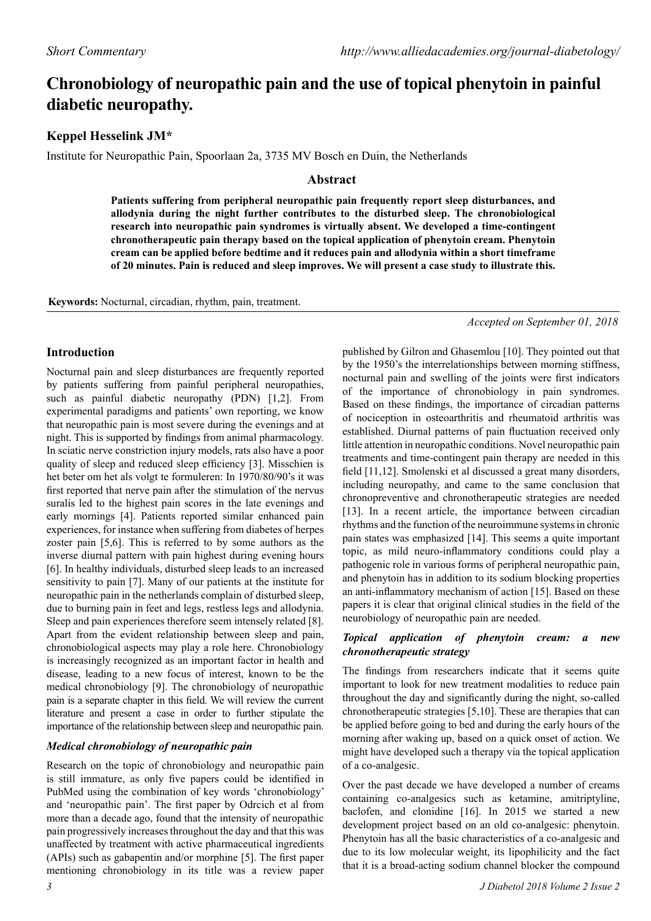Short Commentary

# Chronobiology of neuropathic pain and the use of topical phenytoin in painful diabetic neuropathy.

**Keppel Hesselink JM***

Institute for Neuropathic Pain, Spoorlaan 2a, 3735 MV Bosch en Duin, the Netherlands

## Abstract

**Patients suffering from peripheral neuropathic pain frequently report sleep disturbances, and allodynia during the night further contributes to the disturbed sleep. The chronobiological research into neuropathic pain syndromes is virtually absent. We developed a time-contingent chronotherapeutic pain therapy based on the topical application of phenytoin cream. Phenytoin cream can be applied before bedtime and it reduces pain and allodynia within a short timeframe of 20 minutes. Pain is reduced and sleep improves. We will present a case study to illustrate this.**

**Keywords:** Nocturnal, circadian, rhythm, pain, treatment.

*Accepted on September 01, 2018*

## Introduction

Nocturnal pain and sleep disturbances are frequently reported by patients suffering from painful peripheral neuropathies, such as painful diabetic neuropathy (PDN) [1,2]. From experimental paradigms and patients' own reporting, we know that neuropathic pain is most severe during the evenings and at night. This is supported by findings from animal pharmacology. In sciatic nerve constriction injury models, rats also have a poor quality of sleep and reduced sleep efficiency [3]. Misschien is het beter om het als volgt te formuleren: In 1970/80/90's it was first reported that nerve pain after the stimulation of the nervus suralis led to the highest pain scores in the late evenings and early mornings [4]. Patients reported similar enhanced pain experiences, for instance when suffering from diabetes of herpes zoster pain [5,6]. This is referred to by some authors as the inverse diurnal pattern with pain highest during evening hours [6]. In healthy individuals, disturbed sleep leads to an increased sensitivity to pain [7]. Many of our patients at the institute for neuropathic pain in the netherlands complain of disturbed sleep, due to burning pain in feet and legs, restless legs and allodynia. Sleep and pain experiences therefore seem intensely related [8]. Apart from the evident relationship between sleep and pain, chronobiological aspects may play a role here. Chronobiology is increasingly recognized as an important factor in health and disease, leading to a new focus of interest, known to be the medical chronobiology [9]. The chronobiology of neuropathic pain is a separate chapter in this field. We will review the current literature and present a case in order to further stipulate the importance of the relationship between sleep and neuropathic pain.

### Medical chronobiology of neuropathic pain

Research on the topic of chronobiology and neuropathic pain is still immature, as only five papers could be identified in PubMed using the combination of key words 'chronobiology' and 'neuropathic pain'. The first paper by Odrcich et al from more than a decade ago, found that the intensity of neuropathic pain progressively increases throughout the day and that this was unaffected by treatment with active pharmaceutical ingredients (APIs) such as gabapentin and/or morphine [5]. The first paper mentioning chronobiology in its title was a review paper published by Gilron and Ghasemlou [10]. They pointed out that by the 1950's the interrelationships between morning stiffness, nocturnal pain and swelling of the joints were first indicators of the importance of chronobiology in pain syndromes. Based on these findings, the importance of circadian patterns of nociception in osteoarthritis and rheumatoid arthritis was established. Diurnal patterns of pain fluctuation received only little attention in neuropathic conditions. Novel neuropathic pain treatments and time-contingent pain therapy are needed in this field [11,12]. Smolenski et al discussed a great many disorders, including neuropathy, and came to the same conclusion that chronopreventive and chronotherapeutic strategies are needed [13]. In a recent article, the importance between circadian rhythms and the function of the neuroimmune systems in chronic pain states was emphasized [14]. This seems a quite important topic, as mild neuro-inflammatory conditions could play a pathogenic role in various forms of peripheral neuropathic pain, and phenytoin has in addition to its sodium blocking properties an anti-inflammatory mechanism of action [15]. Based on these papers it is clear that original clinical studies in the field of the neurobiology of neuropathic pain are needed.

### Topical application of phenytoin cream: a new chronotherapeutic strategy

The findings from researchers indicate that it seems quite important to look for new treatment modalities to reduce pain throughout the day and significantly during the night, so-called chronotherapeutic strategies [5,10]. These are therapies that can be applied before going to bed and during the early hours of the morning after waking up, based on a quick onset of action. We might have developed such a therapy via the topical application of a co-analgesic.

Over the past decade we have developed a number of creams containing co-analgesics such as ketamine, amitriptyline, baclofen, and clonidine [16]. In 2015 we started a new development project based on an old co-analgesic: phenytoin. Phenytoin has all the basic characteristics of a co-analgesic and due to its low molecular weight, its lipophilicity and the fact that it is a broad-acting sodium channel blocker the compound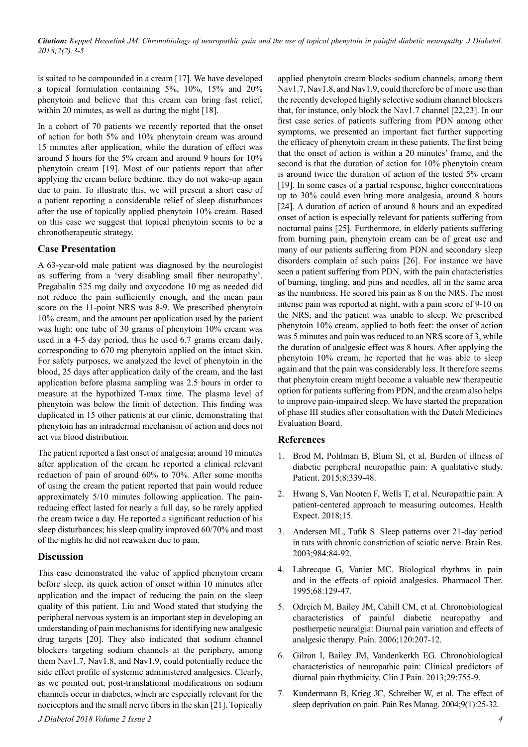is suited to be compounded in a cream [17]. We have developed a topical formulation containing 5%, 10%, 15% and 20% phenytoin and believe that this cream can bring fast relief, within 20 minutes, as well as during the night [18].

In a cohort of 70 patients we recently reported that the onset of action for both 5% and 10% phenytoin cream was around 15 minutes after application, while the duration of effect was around 5 hours for the 5% cream and around 9 hours for 10% phenytoin cream [19]. Most of our patients report that after applying the cream before bedtime, they do not wake-up again due to pain. To illustrate this, we will present a short case of a patient reporting a considerable relief of sleep disturbances after the use of topically applied phenytoin 10% cream. Based on this case we suggest that topical phenytoin seems to be a chronotherapeutic strategy.

## Case Presentation

A 63-year-old male patient was diagnosed by the neurologist as suffering from a 'very disabling small fiber neuropathy'. Pregabalin 525 mg daily and oxycodone 10 mg as needed did not reduce the pain sufficiently enough, and the mean pain score on the 11-point NRS was 8-9. We prescribed phenytoin 10% cream, and the amount per application used by the patient was high: one tube of 30 grams of phenytoin 10% cream was used in a 4-5 day period, thus he used 6.7 grams cream daily, corresponding to 670 mg phenytoin applied on the intact skin. For safety purposes, we analyzed the level of phenytoin in the blood, 25 days after application daily of the cream, and the last application before plasma sampling was 2.5 hours in order to measure at the hypothized T-max time. The plasma level of phenytoin was below the limit of detection. This finding was duplicated in 15 other patients at our clinic, demonstrating that phenytoin has an intradermal mechanism of action and does not act via blood distribution.

The patient reported a fast onset of analgesia; around 10 minutes after application of the cream he reported a clinical relevant reduction of pain of around 60% to 70%. After some months of using the cream the patient reported that pain would reduce approximately 5/10 minutes following application. The pain-reducing effect lasted for nearly a full day, so he rarely applied the cream twice a day. He reported a significant reduction of his sleep disturbances; his sleep quality improved 60/70% and most of the nights he did not reawaken due to pain.

## Discussion

This case demonstrated the value of applied phenytoin cream before sleep, its quick action of onset within 10 minutes after application and the impact of reducing the pain on the sleep quality of this patient. Liu and Wood stated that studying the peripheral nervous system is an important step in developing an understanding of pain mechanisms for identifying new analgesic drug targets [20]. They also indicated that sodium channel blockers targeting sodium channels at the periphery, among them Nav1.7, Nav1.8, and Nav1.9, could potentially reduce the side effect profile of systemic administered analgesics. Clearly, as we pointed out, post-translational modifications on sodium channels occur in diabetes, which are especially relevant for the nociceptors and the small nerve fibers in the skin [21]. Topically applied phenytoin cream blocks sodium channels, among them Nav1.7, Nav1.8, and Nav1.9, could therefore be of more use than the recently developed highly selective sodium channel blockers that, for instance, only block the Nav1.7 channel [22,23]. In our first case series of patients suffering from PDN among other symptoms, we presented an important fact further supporting the efficacy of phenytoin cream in these patients. The first being that the onset of action is within a 20 minutes' frame, and the second is that the duration of action for 10% phenytoin cream is around twice the duration of action of the tested 5% cream [19]. In some cases of a partial response, higher concentrations up to 30% could even bring more analgesia, around 8 hours [24]. A duration of action of around 8 hours and an expedited onset of action is especially relevant for patients suffering from nocturnal pains [25]. Furthermore, in elderly patients suffering from burning pain, phenytoin cream can be of great use and many of our patients suffering from PDN and secondary sleep disorders complain of such pains [26]. For instance we have seen a patient suffering from PDN, with the pain characteristics of burning, tingling, and pins and needles, all in the same area as the numbness. He scored his pain as 8 on the NRS. The most intense pain was reported at night, with a pain score of 9-10 on the NRS, and the patient was unable to sleep. We prescribed phenytoin 10% cream, applied to both feet: the onset of action was 5 minutes and pain was reduced to an NRS score of 3, while the duration of analgesic effect was 8 hours. After applying the phenytoin 10% cream, he reported that he was able to sleep again and that the pain was considerably less. It therefore seems that phenytoin cream might become a valuable new therapeutic option for patients suffering from PDN, and the cream also helps to improve pain-impaired sleep. We have started the preparation of phase III studies after consultation with the Dutch Medicines Evaluation Board.

## References

1. Brod M, Pohlman B, Blum SI, et al. Burden of illness of diabetic peripheral neuropathic pain: A qualitative study. Patient. 2015;8:339-48.
2. Hwang S, Van Nooten F, Wells T, et al. Neuropathic pain: A patient-centered approach to measuring outcomes. Health Expect. 2018;15.
3. Andersen ML, Tufik S. Sleep patterns over 21-day period in rats with chronic constriction of sciatic nerve. Brain Res. 2003;984:84-92.
4. Labrecque G, Vanier MC. Biological rhythms in pain and in the effects of opioid analgesics. Pharmacol Ther. 1995;68:129-47.
5. Odrcich M, Bailey JM, Cahill CM, et al. Chronobiological characteristics of painful diabetic neuropathy and postherpetic neuralgia: Diurnal pain variation and effects of analgesic therapy. Pain. 2006;120:207-12.
6. Gilron I, Bailey JM, Vandenkerkh EG. Chronobiological characteristics of neuropathic pain: Clinical predictors of diurnal pain rhythmicity. Clin J Pain. 2013;29:755-9.
7. Kundermann B, Krieg JC, Schreiber W, et al. The effect of sleep deprivation on pain. Pain Res Manag. 2004;9(1):25-32.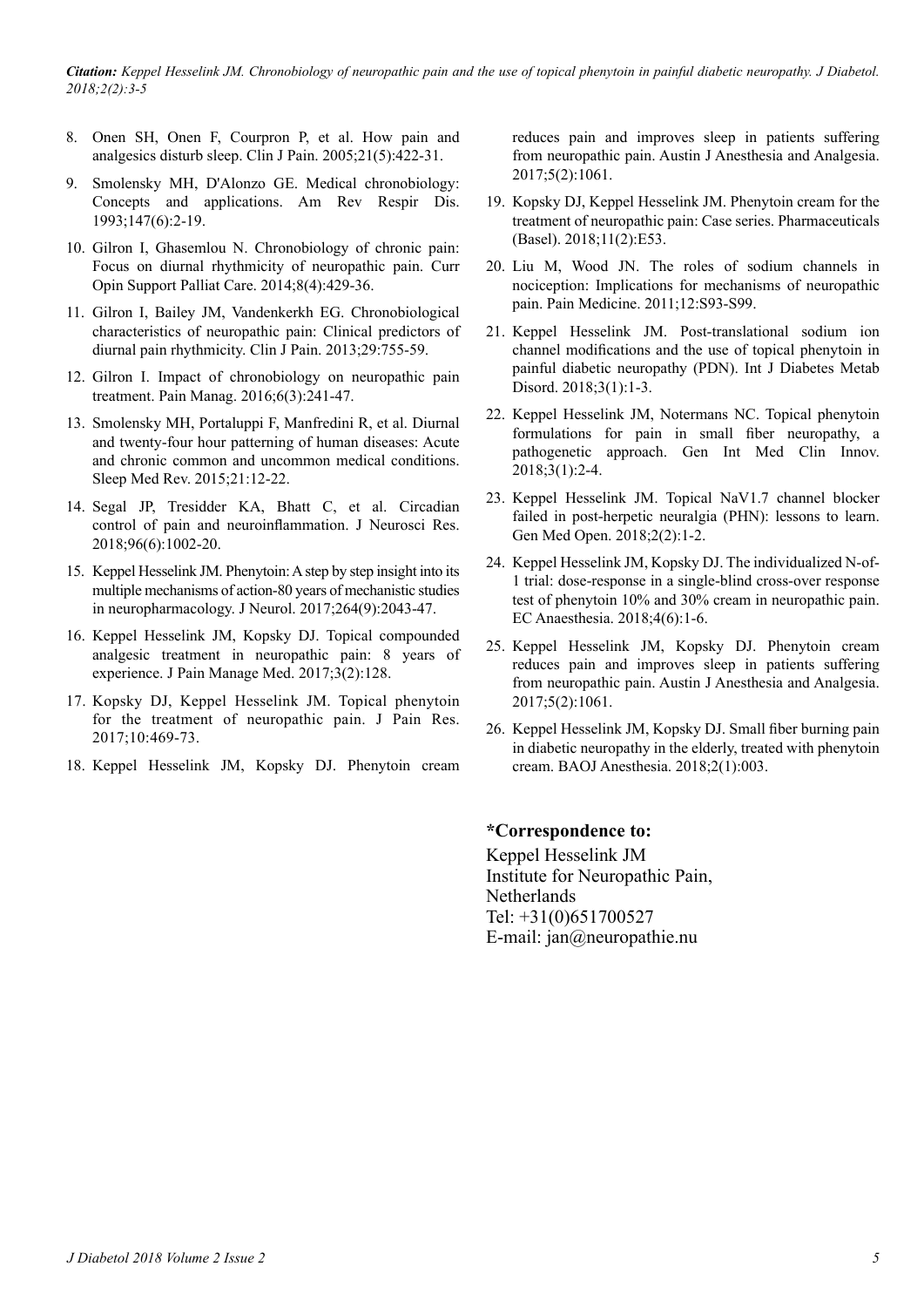8. Onen SH, Onen F, Courpron P, et al. How pain and analgesics disturb sleep. Clin J Pain. 2005;21(5):422-31.
9. Smolensky MH, D'Alonzo GE. Medical chronobiology: Concepts and applications. Am Rev Respir Dis. 1993;147(6):2-19.
10. Gilron I, Ghasemlou N. Chronobiology of chronic pain: Focus on diurnal rhythmicity of neuropathic pain. Curr Opin Support Palliat Care. 2014;8(4):429-36.
11. Gilron I, Bailey JM, Vandenkerkh EG. Chronobiological characteristics of neuropathic pain: Clinical predictors of diurnal pain rhythmicity. Clin J Pain. 2013;29:755-59.
12. Gilron I. Impact of chronobiology on neuropathic pain treatment. Pain Manag. 2016;6(3):241-47.
13. Smolensky MH, Portaluppi F, Manfredini R, et al. Diurnal and twenty-four hour patterning of human diseases: Acute and chronic common and uncommon medical conditions. Sleep Med Rev. 2015;21:12-22.
14. Segal JP, Tresidder KA, Bhatt C, et al. Circadian control of pain and neuroinflammation. J Neurosci Res. 2018;96(6):1002-20.
15. Keppel Hesselink JM. Phenytoin: A step by step insight into its multiple mechanisms of action-80 years of mechanistic studies in neuropharmacology. J Neurol. 2017;264(9):2043-47.
16. Keppel Hesselink JM, Kopsky DJ. Topical compounded analgesic treatment in neuropathic pain: 8 years of experience. J Pain Manage Med. 2017;3(2):128.
17. Kopsky DJ, Keppel Hesselink JM. Topical phenytoin for the treatment of neuropathic pain. J Pain Res. 2017;10:469-73.
18. Keppel Hesselink JM, Kopsky DJ. Phenytoin cream reduces pain and improves sleep in patients suffering from neuropathic pain. Austin J Anesthesia and Analgesia. 2017;5(2):1061.
19. Kopsky DJ, Keppel Hesselink JM. Phenytoin cream for the treatment of neuropathic pain: Case series. Pharmaceuticals (Basel). 2018;11(2):E53.
20. Liu M, Wood JN. The roles of sodium channels in nociception: Implications for mechanisms of neuropathic pain. Pain Medicine. 2011;12:S93-S99.
21. Keppel Hesselink JM. Post-translational sodium ion channel modifications and the use of topical phenytoin in painful diabetic neuropathy (PDN). Int J Diabetes Metab Disord. 2018;3(1):1-3.
22. Keppel Hesselink JM, Notermans NC. Topical phenytoin formulations for pain in small fiber neuropathy, a pathogenetic approach. Gen Int Med Clin Innov. 2018;3(1):2-4.
23. Keppel Hesselink JM. Topical NaV1.7 channel blocker failed in post-herpetic neuralgia (PHN): lessons to learn. Gen Med Open. 2018;2(2):1-2.
24. Keppel Hesselink JM, Kopsky DJ. The individualized N-of-1 trial: dose-response in a single-blind cross-over response test of phenytoin 10% and 30% cream in neuropathic pain. EC Anaesthesia. 2018;4(6):1-6.
25. Keppel Hesselink JM, Kopsky DJ. Phenytoin cream reduces pain and improves sleep in patients suffering from neuropathic pain. Austin J Anesthesia and Analgesia. 2017;5(2):1061.
26. Keppel Hesselink JM, Kopsky DJ. Small fiber burning pain in diabetic neuropathy in the elderly, treated with phenytoin cream. BAOJ Anesthesia. 2018;2(1):003.

**\*Correspondence to:**

Keppel Hesselink JM
Institute for Neuropathic Pain,
Netherlands
Tel: +31(0)651700527
E-mail: jan@neuropathie.nu